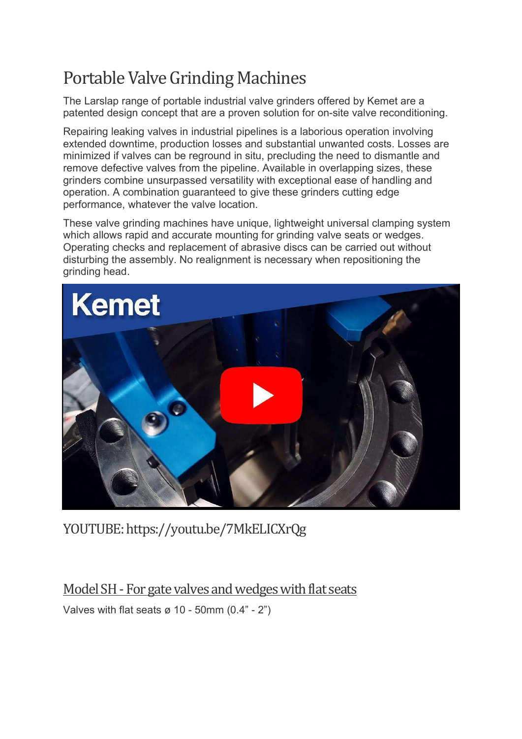# Portable Valve Grinding Machines

The Larslap range of portable industrial valve grinders offered by Kemet are a patented design concept that are a proven solution for on-site valve reconditioning.

Repairing leaking valves in industrial pipelines is a laborious operation involving extended downtime, production losses and substantial unwanted costs. Losses are minimized if valves can be reground in situ, precluding the need to dismantle and remove defective valves from the pipeline. Available in overlapping sizes, these grinders combine unsurpassed versatility with exceptional ease of handling and operation. A combination guaranteed to give these grinders cutting edge performance, whatever the valve location.

These valve grinding machines have unique, lightweight universal clamping system which allows rapid and accurate mounting for grinding valve seats or wedges. Operating checks and replacement of abrasive discs can be carried out without disturbing the assembly. No realignment is necessary when repositioning the grinding head.

YOUTUBE: https://youtu.be/7MkELICXrQg

## Model SH - For gate valves and wedges with flat seats

Valves with flat seats ø 10 - 50mm (0.4" - 2")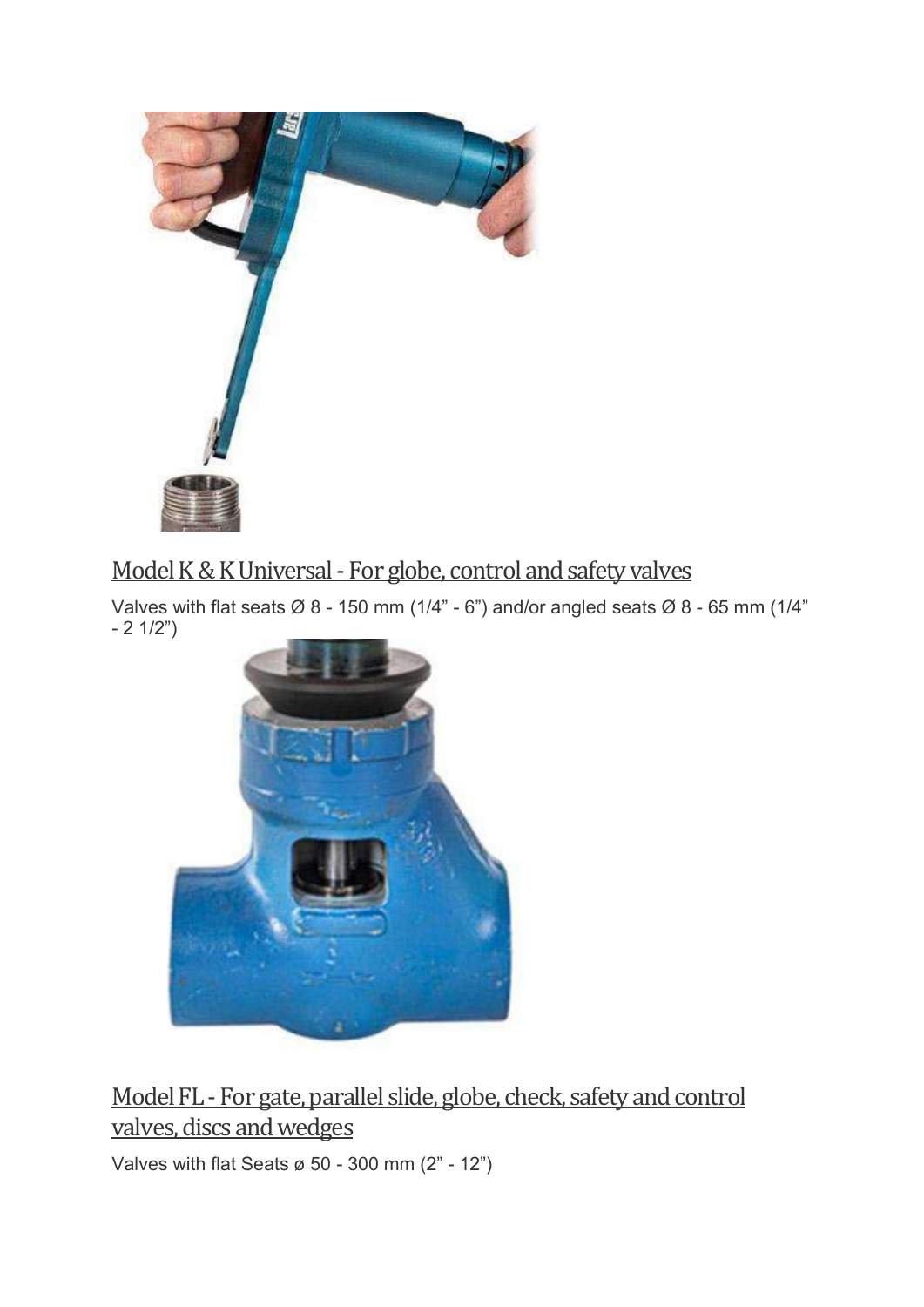## Model K & K Universal - For globe, control and safety valves

Valves with flat seats Ø 8 - 150 mm (1/4" - 6") and/or angled seats Ø 8 - 65 mm (1/4" - 2 1/2")

## Model FL - For gate, parallel slide, globe, check, safety and control valves, discs and wedges

Valves with flat Seats ø 50 - 300 mm (2" - 12")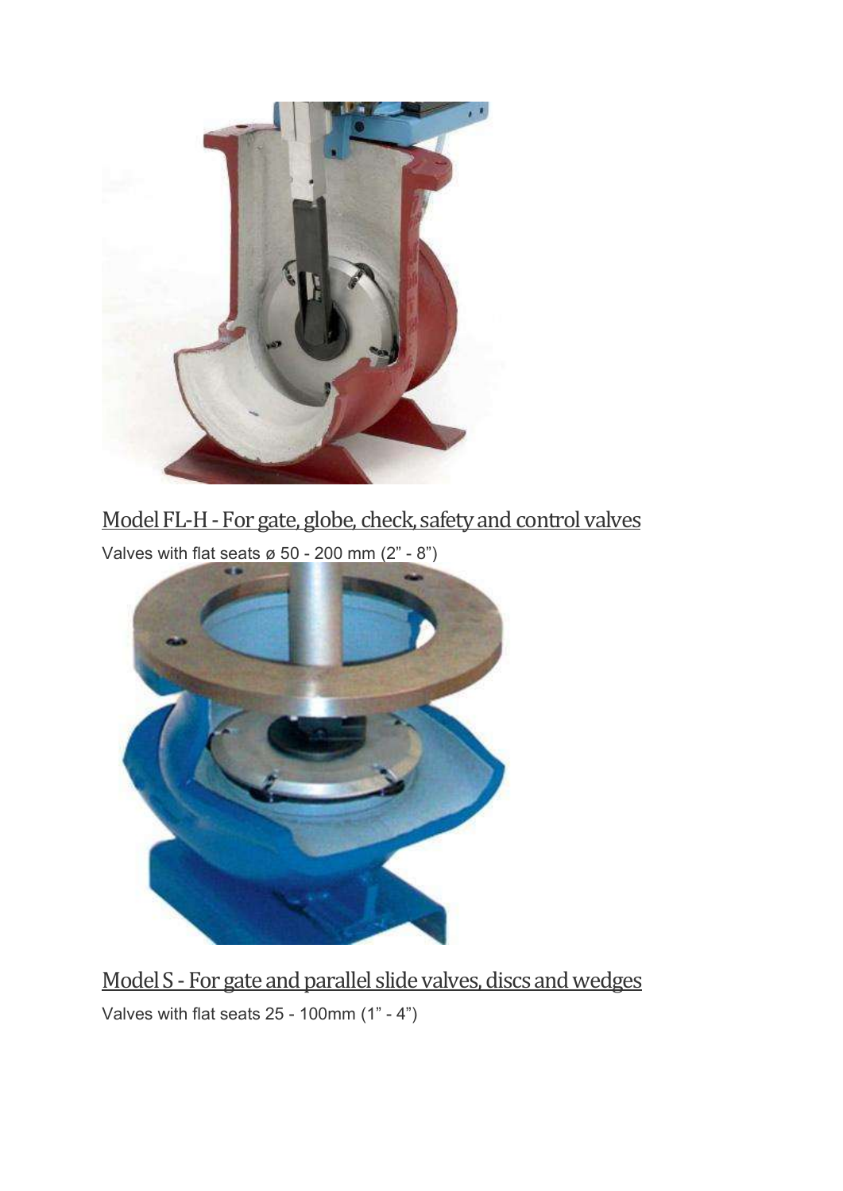## Model FL-H - For gate, globe, check, safety and control valves

Valves with flat seats ø 50 - 200 mm (2” - 8”)

## Model S - For gate and parallel slide valves, discs and wedges

Valves with flat seats 25 - 100mm (1” - 4”)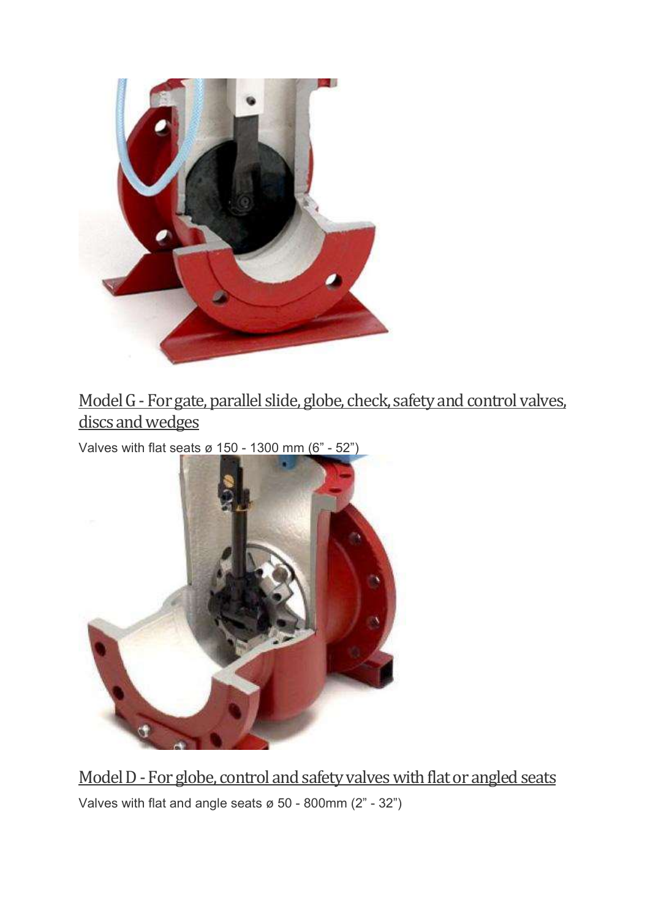## Model G - For gate, parallel slide, globe, check, safety and control valves, discs and wedges

Valves with flat seats ø 150 - 1300 mm (6" - 52")

## Model D - For globe, control and safety valves with flat or angled seats

Valves with flat and angle seats ø 50 - 800mm (2" - 32")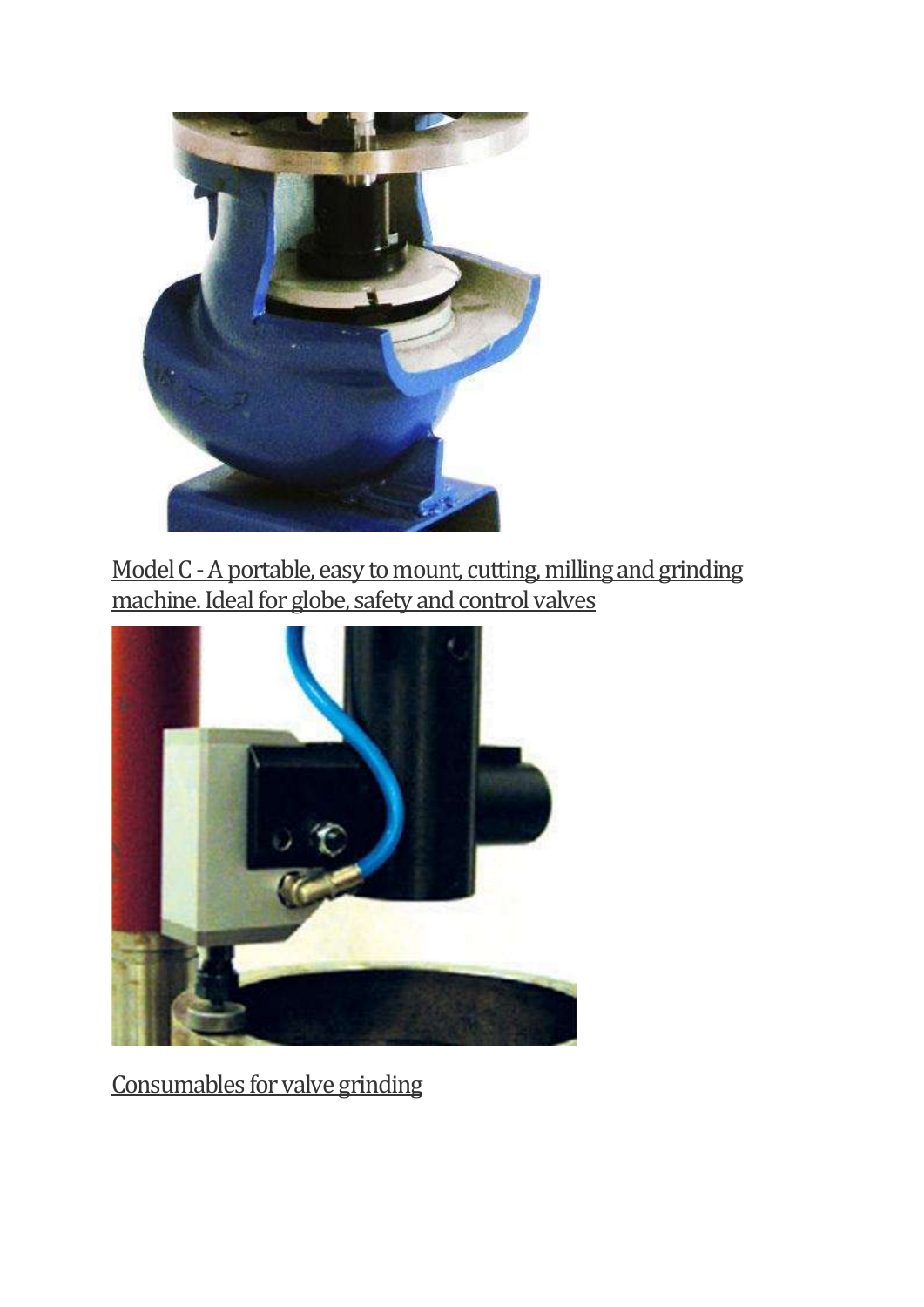Model C - A portable, easy to mount, cutting, milling and grinding machine. Ideal for globe, safety and control valves

Consumables for valve grinding